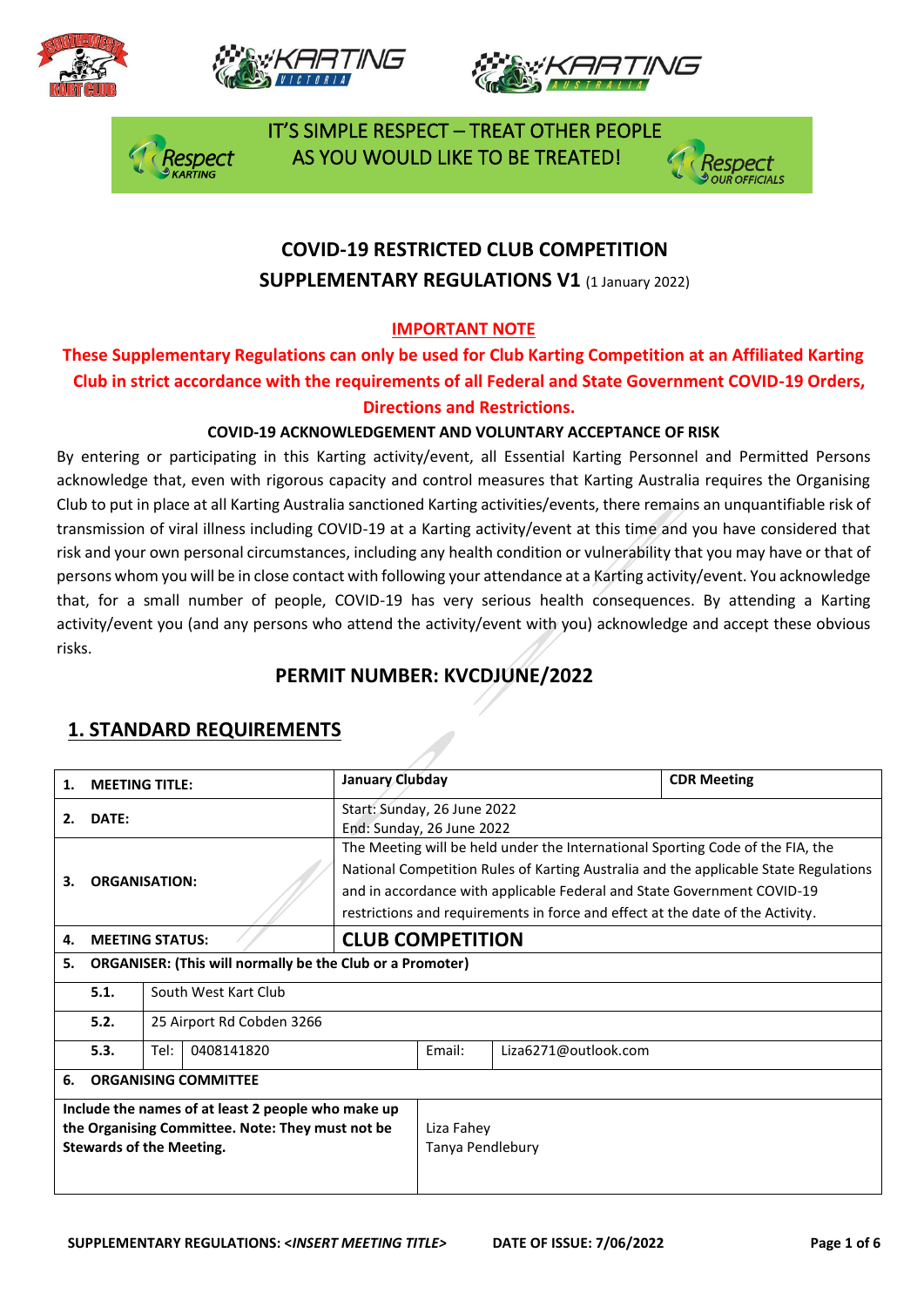IT'S SIMPLE RESPECT – TREAT OTHER PEOPLE AS YOU WOULD LIKE TO BE TREATED!

# COVID-19 RESTRICTED CLUB COMPETITION SUPPLEMENTARY REGULATIONS V1 (1 January 2022)

**IMPORTANT NOTE**

**These Supplementary Regulations can only be used for Club Karting Competition at an Affiliated Karting Club in strict accordance with the requirements of all Federal and State Government COVID-19 Orders, Directions and Restrictions.**

**COVID-19 ACKNOWLEDGEMENT AND VOLUNTARY ACCEPTANCE OF RISK**

By entering or participating in this Karting activity/event, all Essential Karting Personnel and Permitted Persons acknowledge that, even with rigorous capacity and control measures that Karting Australia requires the Organising Club to put in place at all Karting Australia sanctioned Karting activities/events, there remains an unquantifiable risk of transmission of viral illness including COVID-19 at a Karting activity/event at this time and you have considered that risk and your own personal circumstances, including any health condition or vulnerability that you may have or that of persons whom you will be in close contact with following your attendance at a Karting activity/event. You acknowledge that, for a small number of people, COVID-19 has very serious health consequences. By attending a Karting activity/event you (and any persons who attend the activity/event with you) acknowledge and accept these obvious risks.

## PERMIT NUMBER: KVCDJUNE/2022

## 1. STANDARD REQUIREMENTS

| | | | | |
|---|---|---|---|---|
| **1. MEETING TITLE:** | | | January Clubday | **CDR Meeting** |
| **2. DATE:** | | | Start: Sunday, 26 June 2022<br>End: Sunday, 26 June 2022 | |
| **3. ORGANISATION:** | | | The Meeting will be held under the International Sporting Code of the FIA, the National Competition Rules of Karting Australia and the applicable State Regulations and in accordance with applicable Federal and State Government COVID-19 restrictions and requirements in force and effect at the date of the Activity. | |
| **4. MEETING STATUS:** | | | **CLUB COMPETITION** | |
| **5. ORGANISER: (This will normally be the Club or a Promoter)** | | | | |
| **5.1.** | South West Kart Club | | | |
| **5.2.** | 25 Airport Rd Cobden 3266 | | | |
| **5.3.** | Tel: 0408141820 | | Email: | Liza6271@outlook.com |
| **6. ORGANISING COMMITTEE** | | | | |
| **Include the names of at least 2 people who make up the Organising Committee. Note: They must not be Stewards of the Meeting.** | | | Liza Fahey<br>Tanya Pendlebury | |

SUPPLEMENTARY REGULATIONS: *<INSERT MEETING TITLE>* DATE OF ISSUE: 7/06/2022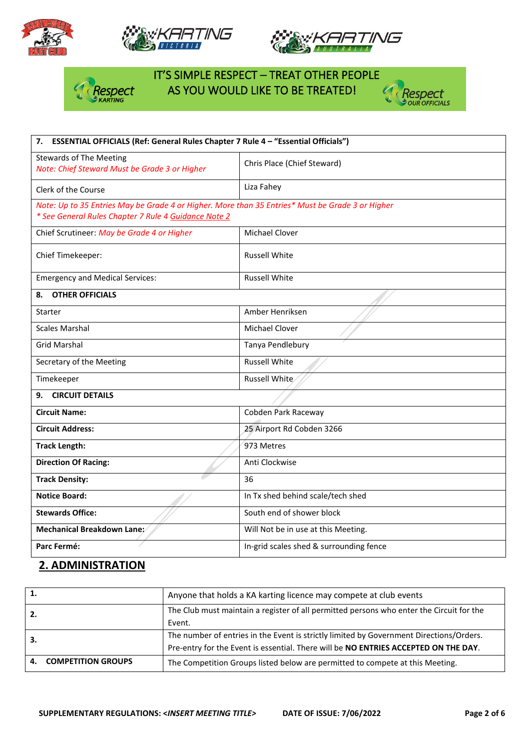IT'S SIMPLE RESPECT – TREAT OTHER PEOPLE AS YOU WOULD LIKE TO BE TREATED!

| **7. ESSENTIAL OFFICIALS (Ref: General Rules Chapter 7 Rule 4 – "Essential Officials")** | |
|---|---|
| Stewards of The Meeting<br>*Note: Chief Steward Must be Grade 3 or Higher* | Chris Place (Chief Steward) |
| Clerk of the Course | Liza Fahey |
| *Note: Up to 35 Entries May be Grade 4 or Higher. More than 35 Entries* Must be Grade 3 or Higher*<br>** See General Rules Chapter 7 Rule 4 Guidance Note 2* | |
| Chief Scrutineer: *May be Grade 4 or Higher* | Michael Clover |
| Chief Timekeeper: | Russell White |
| Emergency and Medical Services: | Russell White |
| **8. OTHER OFFICIALS** | |
| Starter | Amber Henriksen |
| Scales Marshal | Michael Clover |
| Grid Marshal | Tanya Pendlebury |
| Secretary of the Meeting | Russell White |
| Timekeeper | Russell White |
| **9. CIRCUIT DETAILS** | |
| **Circuit Name:** | Cobden Park Raceway |
| **Circuit Address:** | 25 Airport Rd Cobden 3266 |
| **Track Length:** | 973 Metres |
| **Direction Of Racing:** | Anti Clockwise |
| **Track Density:** | 36 |
| **Notice Board:** | In Tx shed behind scale/tech shed |
| **Stewards Office:** | South end of shower block |
| **Mechanical Breakdown Lane:** | Will Not be in use at this Meeting. |
| **Parc Fermé:** | In-grid scales shed & surrounding fence |

## 2. ADMINISTRATION

| | |
|---|---|
| **1.** | Anyone that holds a KA karting licence may compete at club events |
| **2.** | The Club must maintain a register of all permitted persons who enter the Circuit for the Event. |
| **3.** | The number of entries in the Event is strictly limited by Government Directions/Orders. Pre-entry for the Event is essential. There will be **NO ENTRIES ACCEPTED ON THE DAY**. |
| **4. COMPETITION GROUPS** | The Competition Groups listed below are permitted to compete at this Meeting. |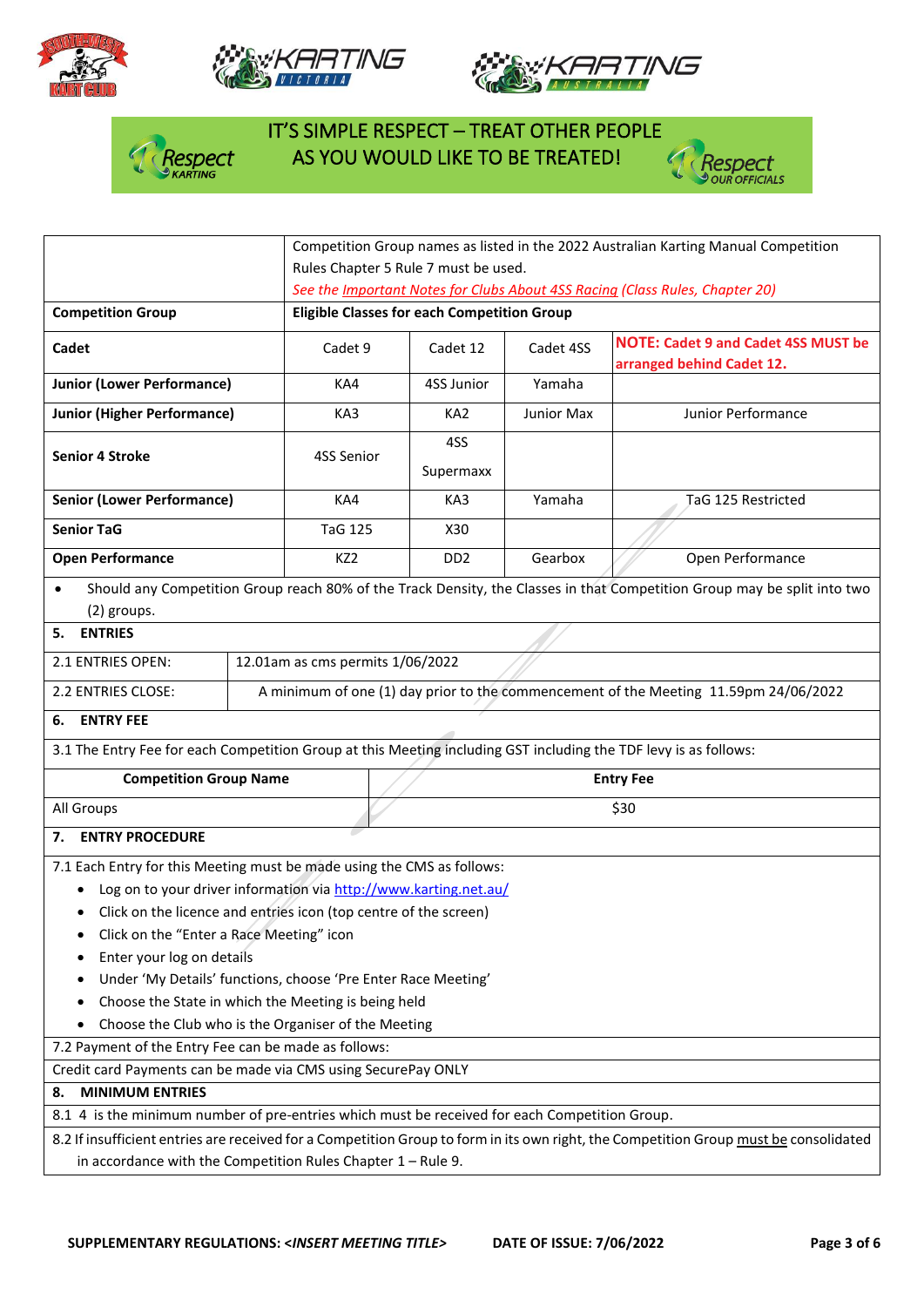IT'S SIMPLE RESPECT – TREAT OTHER PEOPLE AS YOU WOULD LIKE TO BE TREATED!

| | Competition Group names as listed in the 2022 Australian Karting Manual Competition Rules Chapter 5 Rule 7 must be used. *See the Important Notes for Clubs About 4SS Racing (Class Rules, Chapter 20)* | | | |
|---|---|---|---|---|
| **Competition Group** | **Eligible Classes for each Competition Group** | | | |
| **Cadet** | Cadet 9 | Cadet 12 | Cadet 4SS | **NOTE: Cadet 9 and Cadet 4SS MUST be arranged behind Cadet 12.** |
| **Junior (Lower Performance)** | KA4 | 4SS Junior | Yamaha | |
| **Junior (Higher Performance)** | KA3 | KA2 | Junior Max | Junior Performance |
| **Senior 4 Stroke** | 4SS Senior | 4SS Supermaxx | | |
| **Senior (Lower Performance)** | KA4 | KA3 | Yamaha | TaG 125 Restricted |
| **Senior TaG** | TaG 125 | X30 | | |
| **Open Performance** | KZ2 | DD2 | Gearbox | Open Performance |

- Should any Competition Group reach 80% of the Track Density, the Classes in that Competition Group may be split into two (2) groups.

## 5. ENTRIES

| | |
|---|---|
| 2.1 ENTRIES OPEN: | 12.01am as cms permits 1/06/2022 |
| 2.2 ENTRIES CLOSE: | A minimum of one (1) day prior to the commencement of the Meeting 11.59pm 24/06/2022 |

## 6. ENTRY FEE

3.1 The Entry Fee for each Competition Group at this Meeting including GST including the TDF levy is as follows:

| **Competition Group Name** | **Entry Fee** |
|---|---|
| All Groups | $30 |

## 7. ENTRY PROCEDURE

7.1 Each Entry for this Meeting must be made using the CMS as follows:

- Log on to your driver information via http://www.karting.net.au/
- Click on the licence and entries icon (top centre of the screen)
- Click on the "Enter a Race Meeting" icon
- Enter your log on details
- Under 'My Details' functions, choose 'Pre Enter Race Meeting'
- Choose the State in which the Meeting is being held
- Choose the Club who is the Organiser of the Meeting

7.2 Payment of the Entry Fee can be made as follows:

Credit card Payments can be made via CMS using SecurePay ONLY

## 8. MINIMUM ENTRIES

8.1 4 is the minimum number of pre-entries which must be received for each Competition Group.

8.2 If insufficient entries are received for a Competition Group to form in its own right, the Competition Group must be consolidated in accordance with the Competition Rules Chapter 1 – Rule 9.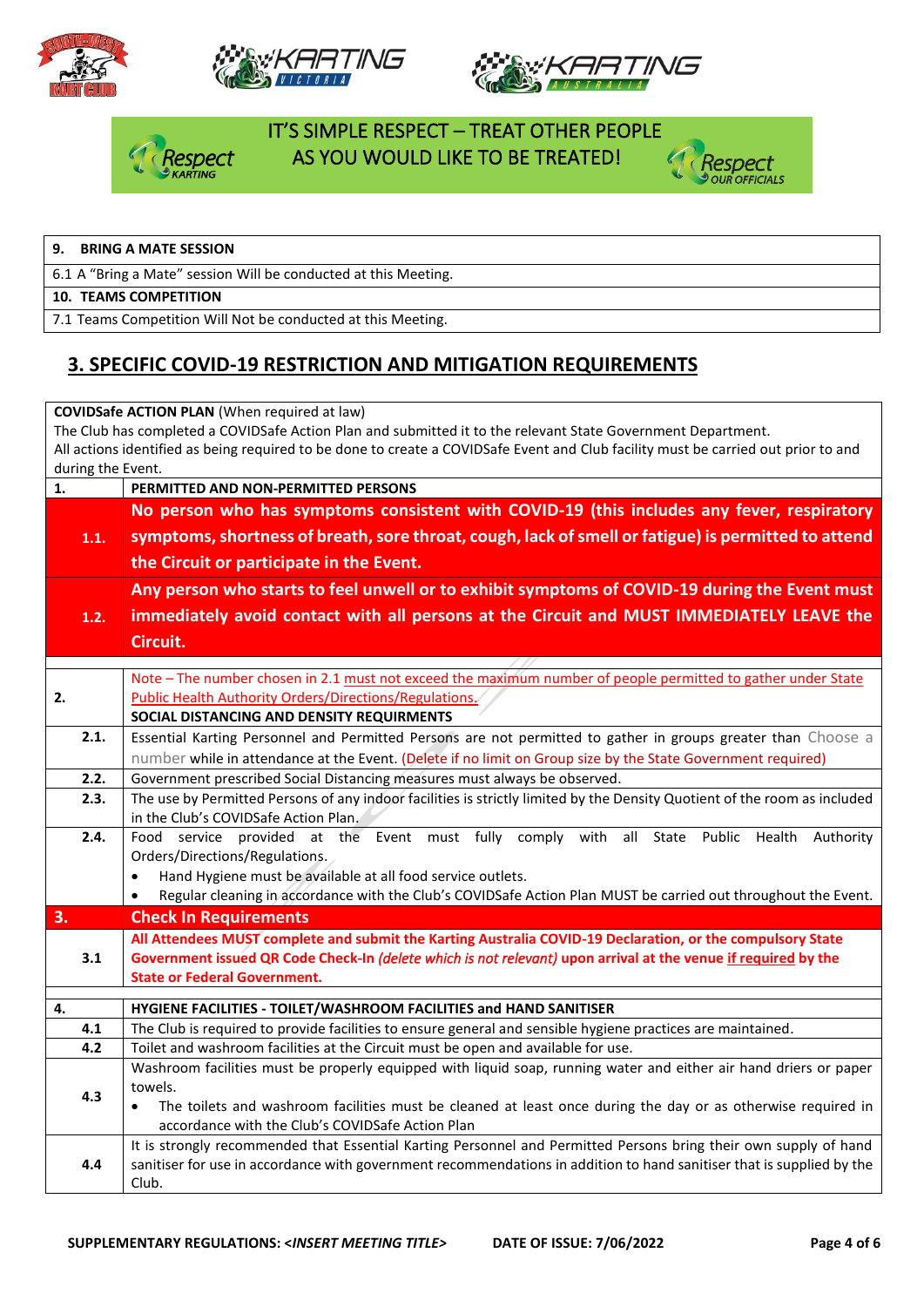IT'S SIMPLE RESPECT – TREAT OTHER PEOPLE AS YOU WOULD LIKE TO BE TREATED!

| **9. BRING A MATE SESSION** |
|---|
| 6.1 A "Bring a Mate" session Will be conducted at this Meeting. |
| **10. TEAMS COMPETITION** |
| 7.1 Teams Competition Will Not be conducted at this Meeting. |

## 3. SPECIFIC COVID-19 RESTRICTION AND MITIGATION REQUIREMENTS

| **COVIDSafe ACTION PLAN** (When required at law)<br>The Club has completed a COVIDSafe Action Plan and submitted it to the relevant State Government Department.<br>All actions identified as being required to be done to create a COVIDSafe Event and Club facility must be carried out prior to and during the Event. | |
|---|---|
| **1.** | **PERMITTED AND NON-PERMITTED PERSONS** |
| **1.1.** | **No person who has symptoms consistent with COVID-19 (this includes any fever, respiratory symptoms, shortness of breath, sore throat, cough, lack of smell or fatigue) is permitted to attend the Circuit or participate in the Event.** |
| **1.2.** | **Any person who starts to feel unwell or to exhibit symptoms of COVID-19 during the Event must immediately avoid contact with all persons at the Circuit and MUST IMMEDIATELY LEAVE the Circuit.** |
| **2.** | Note – The number chosen in 2.1 must not exceed the maximum number of people permitted to gather under State Public Health Authority Orders/Directions/Regulations.<br>**SOCIAL DISTANCING AND DENSITY REQUIRMENTS** |
| **2.1.** | Essential Karting Personnel and Permitted Persons are not permitted to gather in groups greater than Choose a number while in attendance at the Event. (Delete if no limit on Group size by the State Government required) |
| **2.2.** | Government prescribed Social Distancing measures must always be observed. |
| **2.3.** | The use by Permitted Persons of any indoor facilities is strictly limited by the Density Quotient of the room as included in the Club's COVIDSafe Action Plan. |
| **2.4.** | Food service provided at the Event must fully comply with all State Public Health Authority Orders/Directions/Regulations.<br>• Hand Hygiene must be available at all food service outlets.<br>• Regular cleaning in accordance with the Club's COVIDSafe Action Plan MUST be carried out throughout the Event. |
| **3.** | **Check In Requirements** |
| **3.1** | **All Attendees MUST complete and submit the Karting Australia COVID-19 Declaration, or the compulsory State Government issued QR Code Check-In *(delete which is not relevant)* upon arrival at the venue if required by the State or Federal Government.** |
| **4.** | **HYGIENE FACILITIES - TOILET/WASHROOM FACILITIES and HAND SANITISER** |
| **4.1** | The Club is required to provide facilities to ensure general and sensible hygiene practices are maintained. |
| **4.2** | Toilet and washroom facilities at the Circuit must be open and available for use. |
| **4.3** | Washroom facilities must be properly equipped with liquid soap, running water and either air hand driers or paper towels.<br>• The toilets and washroom facilities must be cleaned at least once during the day or as otherwise required in accordance with the Club's COVIDSafe Action Plan |
| **4.4** | It is strongly recommended that Essential Karting Personnel and Permitted Persons bring their own supply of hand sanitiser for use in accordance with government recommendations in addition to hand sanitiser that is supplied by the Club. |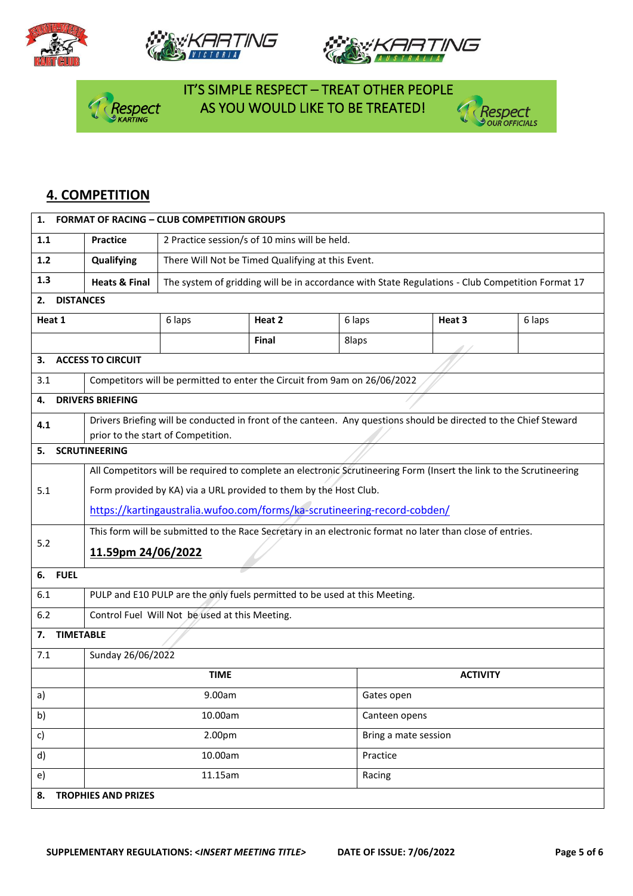IT'S SIMPLE RESPECT – TREAT OTHER PEOPLE AS YOU WOULD LIKE TO BE TREATED!

## 4. COMPETITION

| | | | | | |
|---|---|---|---|---|---|
| **1. FORMAT OF RACING – CLUB COMPETITION GROUPS** | | | | | |
| **1.1** | **Practice** | 2 Practice session/s of 10 mins will be held. | | | |
| **1.2** | **Qualifying** | There Will Not be Timed Qualifying at this Event. | | | |
| **1.3** | **Heats & Final** | The system of gridding will be in accordance with State Regulations - Club Competition Format 17 | | | |
| **2. DISTANCES** | | | | | |
| **Heat 1** | 6 laps | **Heat 2** | 6 laps | **Heat 3** | 6 laps |
| | | **Final** | 8laps | | |

| | |
|---|---|
| **3. ACCESS TO CIRCUIT** | |
| 3.1 | Competitors will be permitted to enter the Circuit from 9am on 26/06/2022 |
| **4. DRIVERS BRIEFING** | |
| **4.1** | Drivers Briefing will be conducted in front of the canteen. Any questions should be directed to the Chief Steward prior to the start of Competition. |
| **5. SCRUTINEERING** | |
| 5.1 | All Competitors will be required to complete an electronic Scrutineering Form (Insert the link to the Scrutineering Form provided by KA) via a URL provided to them by the Host Club. https://kartingaustralia.wufoo.com/forms/ka-scrutineering-record-cobden/ |
| 5.2 | This form will be submitted to the Race Secretary in an electronic format no later than close of entries. **11.59pm 24/06/2022** |
| **6. FUEL** | |
| 6.1 | PULP and E10 PULP are the only fuels permitted to be used at this Meeting. |
| 6.2 | Control Fuel Will Not be used at this Meeting. |
| **7. TIMETABLE** | |
| 7.1 | Sunday 26/06/2022 |

| | **TIME** | **ACTIVITY** |
|---|---|---|
| a) | 9.00am | Gates open |
| b) | 10.00am | Canteen opens |
| c) | 2.00pm | Bring a mate session |
| d) | 10.00am | Practice |
| e) | 11.15am | Racing |

**8. TROPHIES AND PRIZES**

SUPPLEMENTARY REGULATIONS: *<INSERT MEETING TITLE>* DATE OF ISSUE: 7/06/2022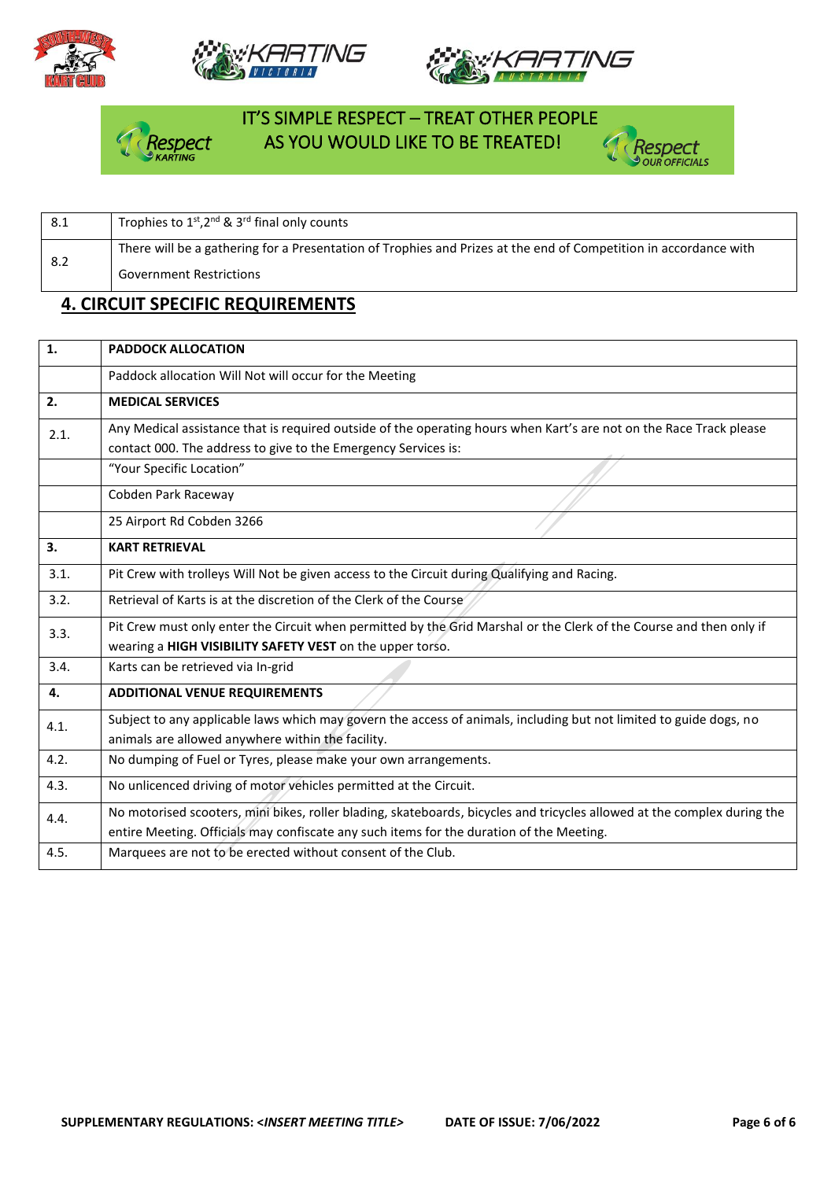IT'S SIMPLE RESPECT – TREAT OTHER PEOPLE AS YOU WOULD LIKE TO BE TREATED!

| | |
|---|---|
| 8.1 | Trophies to 1st,2nd & 3rd final only counts |
| 8.2 | There will be a gathering for a Presentation of Trophies and Prizes at the end of Competition in accordance with Government Restrictions |

## 4. CIRCUIT SPECIFIC REQUIREMENTS

| | |
|---|---|
| **1.** | **PADDOCK ALLOCATION** |
| | Paddock allocation Will Not will occur for the Meeting |
| **2.** | **MEDICAL SERVICES** |
| 2.1. | Any Medical assistance that is required outside of the operating hours when Kart's are not on the Race Track please contact 000. The address to give to the Emergency Services is: |
| | "Your Specific Location" |
| | Cobden Park Raceway |
| | 25 Airport Rd Cobden 3266 |
| **3.** | **KART RETRIEVAL** |
| 3.1. | Pit Crew with trolleys Will Not be given access to the Circuit during Qualifying and Racing. |
| 3.2. | Retrieval of Karts is at the discretion of the Clerk of the Course |
| 3.3. | Pit Crew must only enter the Circuit when permitted by the Grid Marshal or the Clerk of the Course and then only if wearing a **HIGH VISIBILITY SAFETY VEST** on the upper torso. |
| 3.4. | Karts can be retrieved via In-grid |
| **4.** | **ADDITIONAL VENUE REQUIREMENTS** |
| 4.1. | Subject to any applicable laws which may govern the access of animals, including but not limited to guide dogs, no animals are allowed anywhere within the facility. |
| 4.2. | No dumping of Fuel or Tyres, please make your own arrangements. |
| 4.3. | No unlicenced driving of motor vehicles permitted at the Circuit. |
| 4.4. | No motorised scooters, mini bikes, roller blading, skateboards, bicycles and tricycles allowed at the complex during the entire Meeting. Officials may confiscate any such items for the duration of the Meeting. |
| 4.5. | Marquees are not to be erected without consent of the Club. |